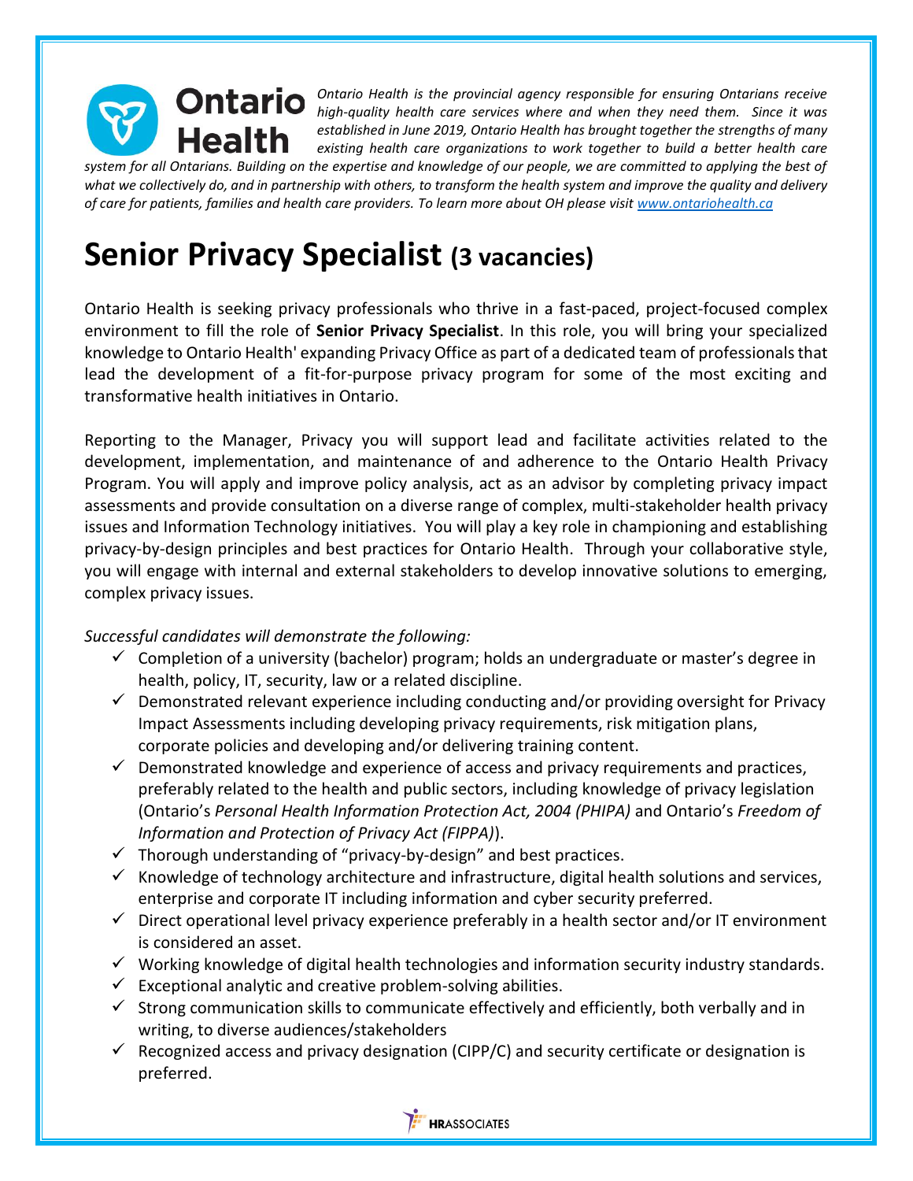**Ontario Health**

*Ontario Health is the provincial agency responsible for ensuring Ontarians receive high-quality health care services where and when they need them. Since it was established in June 2019, Ontario Health has brought together the strengths of many existing health care organizations to work together to build a better health care system for all Ontarians. Building on the expertise and knowledge of our people, we are committed to applying the best of what we collectively do, and in partnership with others, to transform the health system and improve the quality and delivery of care for patients, families and health care providers. To learn more about OH please visit [www.ontariohealth.ca](www.ontariohealth.ca)*

# Senior Privacy Specialist (3 vacancies)

Ontario Health is seeking privacy professionals who thrive in a fast-paced, project-focused complex environment to fill the role of **Senior Privacy Specialist**. In this role, you will bring your specialized knowledge to Ontario Health' expanding Privacy Office as part of a dedicated team of professionals that lead the development of a fit-for-purpose privacy program for some of the most exciting and transformative health initiatives in Ontario.

Reporting to the Manager, Privacy you will support lead and facilitate activities related to the development, implementation, and maintenance of and adherence to the Ontario Health Privacy Program. You will apply and improve policy analysis, act as an advisor by completing privacy impact assessments and provide consultation on a diverse range of complex, multi-stakeholder health privacy issues and Information Technology initiatives. You will play a key role in championing and establishing privacy-by-design principles and best practices for Ontario Health. Through your collaborative style, you will engage with internal and external stakeholders to develop innovative solutions to emerging, complex privacy issues.

*Successful candidates will demonstrate the following:*

- ✓ Completion of a university (bachelor) program; holds an undergraduate or master's degree in health, policy, IT, security, law or a related discipline.
- ✓ Demonstrated relevant experience including conducting and/or providing oversight for Privacy Impact Assessments including developing privacy requirements, risk mitigation plans, corporate policies and developing and/or delivering training content.
- ✓ Demonstrated knowledge and experience of access and privacy requirements and practices, preferably related to the health and public sectors, including knowledge of privacy legislation (Ontario's *Personal Health Information Protection Act, 2004 (PHIPA)* and Ontario's *Freedom of Information and Protection of Privacy Act (FIPPA)*).
- ✓ Thorough understanding of "privacy-by-design" and best practices.
- ✓ Knowledge of technology architecture and infrastructure, digital health solutions and services, enterprise and corporate IT including information and cyber security preferred.
- ✓ Direct operational level privacy experience preferably in a health sector and/or IT environment is considered an asset.
- ✓ Working knowledge of digital health technologies and information security industry standards.
- ✓ Exceptional analytic and creative problem-solving abilities.
- ✓ Strong communication skills to communicate effectively and efficiently, both verbally and in writing, to diverse audiences/stakeholders
- ✓ Recognized access and privacy designation (CIPP/C) and security certificate or designation is preferred.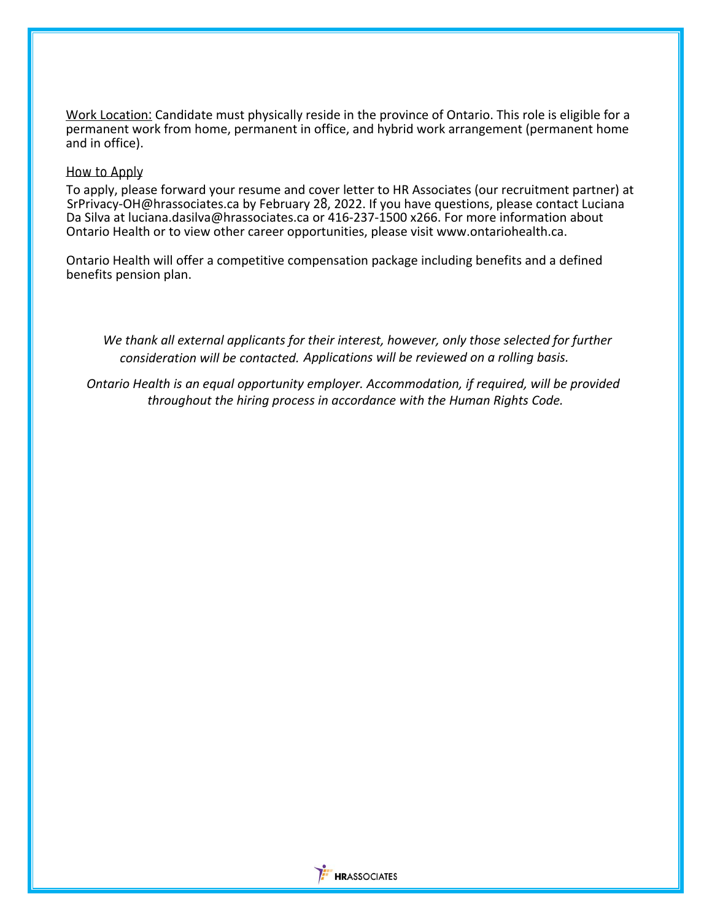Work Location: Candidate must physically reside in the province of Ontario. This role is eligible for a permanent work from home, permanent in office, and hybrid work arrangement (permanent home and in office).

## How to Apply

To apply, please forward your resume and cover letter to HR Associates (our recruitment partner) at SrPrivacy-OH@hrassociates.ca by February 28, 2022. If you have questions, please contact Luciana Da Silva at luciana.dasilva@hrassociates.ca or 416-237-1500 x266. For more information about Ontario Health or to view other career opportunities, please visit www.ontariohealth.ca.

Ontario Health will offer a competitive compensation package including benefits and a defined benefits pension plan.

*We thank all external applicants for their interest, however, only those selected for further consideration will be contacted. Applications will be reviewed on a rolling basis.*

*Ontario Health is an equal opportunity employer. Accommodation, if required, will be provided throughout the hiring process in accordance with the Human Rights Code.*

**HR**ASSOCIATES